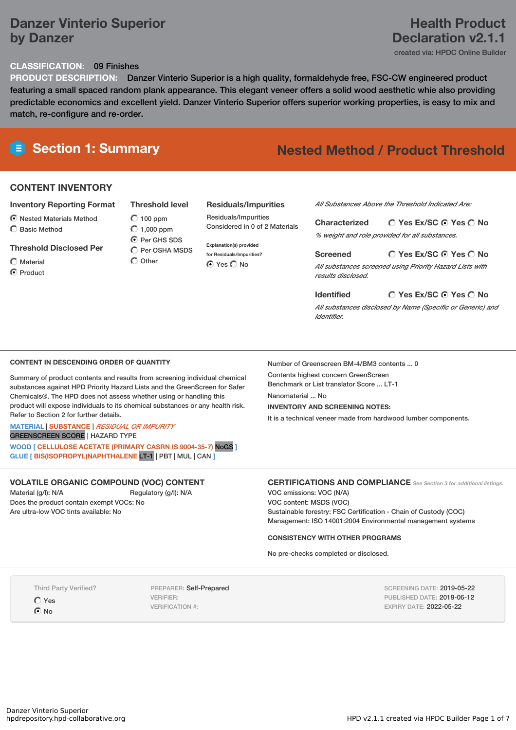# Danzer Vinterio Superior by Danzer

**Health Product Declaration v2.1.1**

created via: HPDC Online Builder

**CLASSIFICATION:** 09 Finishes

**PRODUCT DESCRIPTION:** Danzer Vinterio Superior is a high quality, formaldehyde free, FSC-CW engineered product featuring a small spaced random plank appearance. This elegant veneer offers a solid wood aesthetic whie also providing predictable economics and excellent yield. Danzer Vinterio Superior offers superior working properties, is easy to mix and match, re-configure and re-order.

## Section 1: Summary

**Nested Method / Product Threshold**

### CONTENT INVENTORY

**Inventory Reporting Format**

- (●) Nested Materials Method
- ( ) Basic Method

**Threshold Disclosed Per**

- ( ) Material
- (●) Product

**Threshold level**

- ( ) 100 ppm
- ( ) 1,000 ppm
- (●) Per GHS SDS
- ( ) Per OSHA MSDS
- ( ) Other

**Residuals/Impurities**

Residuals/Impurities Considered in 0 of 2 Materials

Explanation(s) provided for Residuals/Impurities?

(●) Yes ( ) No

*All Substances Above the Threshold Indicated Are:*

**Characterized** ( ) Yes Ex/SC (●) Yes ( ) No

*% weight and role provided for all substances.*

**Screened** ( ) Yes Ex/SC (●) Yes ( ) No

*All substances screened using Priority Hazard Lists with results disclosed.*

**Identified** ( ) Yes Ex/SC (●) Yes ( ) No

*All substances disclosed by Name (Specific or Generic) and Identifier.*

### CONTENT IN DESCENDING ORDER OF QUANTITY

Summary of product contents and results from screening individual chemical substances against HPD Priority Hazard Lists and the GreenScreen for Safer Chemicals®. The HPD does not assess whether using or handling this product will expose individuals to its chemical substances or any health risk. Refer to Section 2 for further details.

MATERIAL | SUBSTANCE | *RESIDUAL OR IMPURITY*
GREENSCREEN SCORE | HAZARD TYPE

WOOD [ CELLULOSE ACETATE (PRIMARY CASRN IS 9004-35-7) NoGS ]
GLUE [ BIS(ISOPROPYL)NAPHTHALENE LT-1 | PBT | MUL | CAN ]

Number of Greenscreen BM-4/BM3 contents ... 0

Contents highest concern GreenScreen Benchmark or List translator Score ... LT-1

Nanomaterial ... No

**INVENTORY AND SCREENING NOTES:**

It is a technical veneer made from hardwood lumber components.

### VOLATILE ORGANIC COMPOUND (VOC) CONTENT

Material (g/l): N/A Regulatory (g/l): N/A

Does the product contain exempt VOCs: No

Are ultra-low VOC tints available: No

### CERTIFICATIONS AND COMPLIANCE *See Section 3 for additional listings.*

VOC emissions: VOC (N/A)

VOC content: MSDS (VOC)

Sustainable forestry: FSC Certification - Chain of Custody (COC)

Management: ISO 14001:2004 Environmental management systems

**CONSISTENCY WITH OTHER PROGRAMS**

No pre-checks completed or disclosed.

Third Party Verified?

- ( ) Yes
- (●) No

PREPARER: Self-Prepared
VERIFIER:
VERIFICATION #:

SCREENING DATE: 2019-05-22
PUBLISHED DATE: 2019-06-12
EXPIRY DATE: 2022-05-22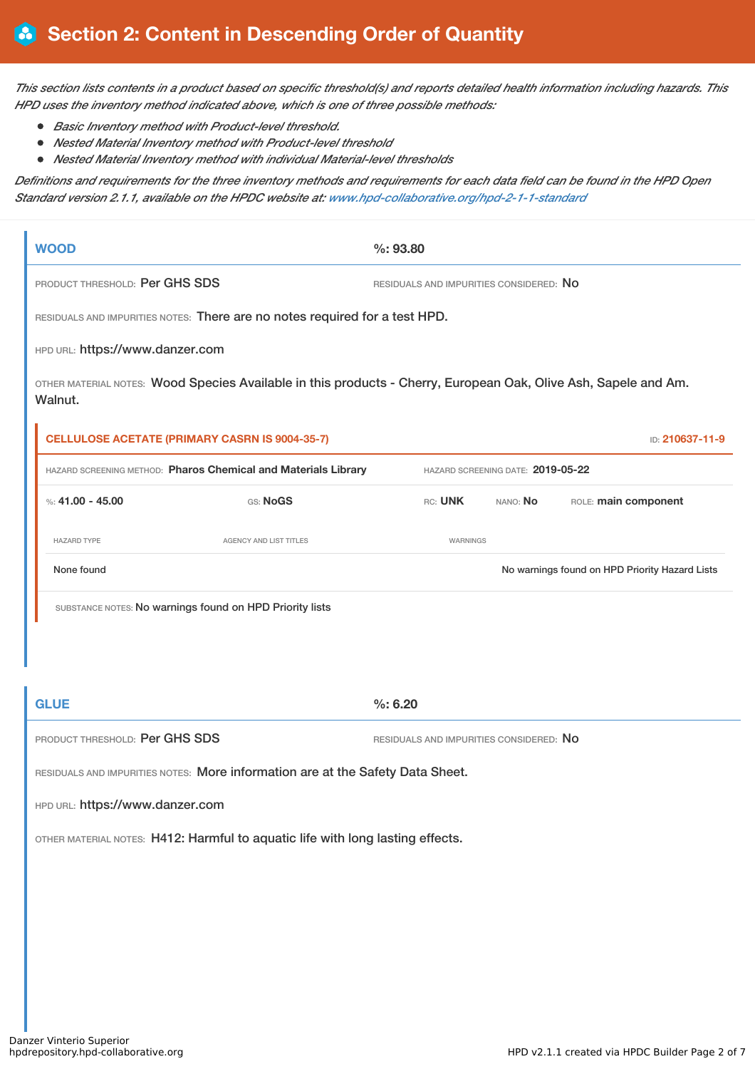# Section 2: Content in Descending Order of Quantity

*This section lists contents in a product based on specific threshold(s) and reports detailed health information including hazards. This HPD uses the inventory method indicated above, which is one of three possible methods:*

- *Basic Inventory method with Product-level threshold.*
- *Nested Material Inventory method with Product-level threshold*
- *Nested Material Inventory method with individual Material-level thresholds*

*Definitions and requirements for the three inventory methods and requirements for each data field can be found in the HPD Open Standard version 2.1.1, available on the HPDC website at: www.hpd-collaborative.org/hpd-2-1-1-standard*

## WOOD

**%: 93.80**

PRODUCT THRESHOLD: Per GHS SDS

RESIDUALS AND IMPURITIES CONSIDERED: No

RESIDUALS AND IMPURITIES NOTES: There are no notes required for a test HPD.

HPD URL: https://www.danzer.com

OTHER MATERIAL NOTES: Wood Species Available in this products - Cherry, European Oak, Olive Ash, Sapele and Am. Walnut.

### CELLULOSE ACETATE (PRIMARY CASRN IS 9004-35-7)

ID: 210637-11-9

HAZARD SCREENING METHOD: **Pharos Chemical and Materials Library**

HAZARD SCREENING DATE: **2019-05-22**

%: **41.00 - 45.00** | GS: **NoGS** | RC: **UNK** | NANO: **No** | ROLE: **main component**

| HAZARD TYPE | AGENCY AND LIST TITLES | WARNINGS |
|---|---|---|
| None found | | No warnings found on HPD Priority Hazard Lists |

SUBSTANCE NOTES: No warnings found on HPD Priority lists

## GLUE

**%: 6.20**

PRODUCT THRESHOLD: Per GHS SDS

RESIDUALS AND IMPURITIES CONSIDERED: No

RESIDUALS AND IMPURITIES NOTES: More information are at the Safety Data Sheet.

HPD URL: https://www.danzer.com

OTHER MATERIAL NOTES: H412: Harmful to aquatic life with long lasting effects.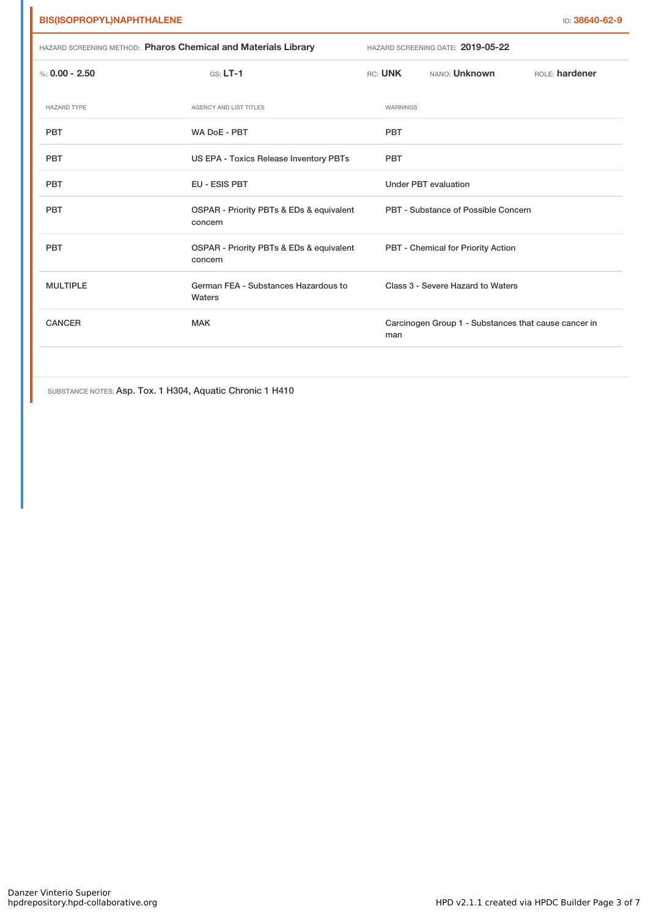**BIS(ISOPROPYL)NAPHTHALENE** ID: **38640-62-9**

HAZARD SCREENING METHOD: **Pharos Chemical and Materials Library** HAZARD SCREENING DATE: **2019-05-22**

%: **0.00 - 2.50** GS: **LT-1** RC: **UNK** NANO: **Unknown** ROLE: **hardener**

| HAZARD TYPE | AGENCY AND LIST TITLES | WARNINGS |
| --- | --- | --- |
| PBT | WA DoE - PBT | PBT |
| PBT | US EPA - Toxics Release Inventory PBTs | PBT |
| PBT | EU - ESIS PBT | Under PBT evaluation |
| PBT | OSPAR - Priority PBTs & EDs & equivalent concern | PBT - Substance of Possible Concern |
| PBT | OSPAR - Priority PBTs & EDs & equivalent concern | PBT - Chemical for Priority Action |
| MULTIPLE | German FEA - Substances Hazardous to Waters | Class 3 - Severe Hazard to Waters |
| CANCER | MAK | Carcinogen Group 1 - Substances that cause cancer in man |

SUBSTANCE NOTES: Asp. Tox. 1 H304, Aquatic Chronic 1 H410

Danzer Vinterio Superior
hpdrepository.hpd-collaborative.org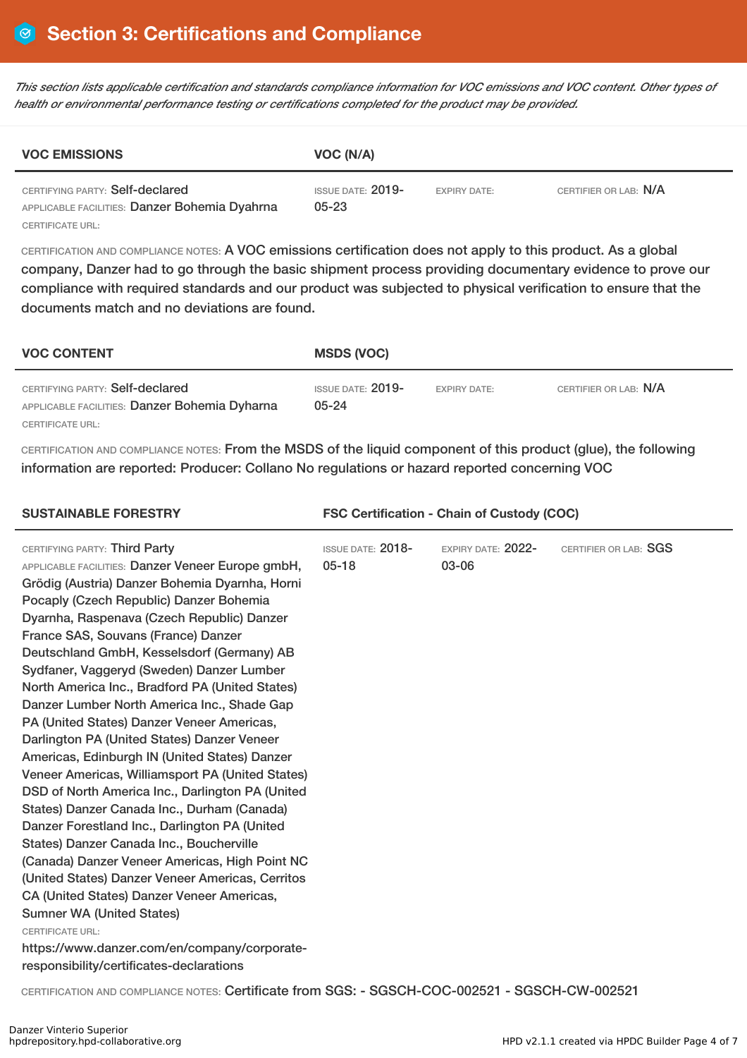## Section 3: Certifications and Compliance

*This section lists applicable certification and standards compliance information for VOC emissions and VOC content. Other types of health or environmental performance testing or certifications completed for the product may be provided.*

**VOC EMISSIONS** — **VOC (N/A)**

CERTIFYING PARTY: Self-declared
APPLICABLE FACILITIES: Danzer Bohemia Dyahrna
CERTIFICATE URL:

ISSUE DATE: 2019-05-23
EXPIRY DATE:
CERTIFIER OR LAB: N/A

CERTIFICATION AND COMPLIANCE NOTES: A VOC emissions certification does not apply to this product. As a global company, Danzer had to go through the basic shipment process providing documentary evidence to prove our compliance with required standards and our product was subjected to physical verification to ensure that the documents match and no deviations are found.

**VOC CONTENT** — **MSDS (VOC)**

CERTIFYING PARTY: Self-declared
APPLICABLE FACILITIES: Danzer Bohemia Dyharna
CERTIFICATE URL:

ISSUE DATE: 2019-05-24
EXPIRY DATE:
CERTIFIER OR LAB: N/A

CERTIFICATION AND COMPLIANCE NOTES: From the MSDS of the liquid component of this product (glue), the following information are reported: Producer: Collano No regulations or hazard reported concerning VOC

**SUSTAINABLE FORESTRY** — **FSC Certification - Chain of Custody (COC)**

CERTIFYING PARTY: Third Party
APPLICABLE FACILITIES: Danzer Veneer Europe gmbH, Grödig (Austria) Danzer Bohemia Dyarnha, Horni Pocaply (Czech Republic) Danzer Bohemia Dyarnha, Raspenava (Czech Republic) Danzer France SAS, Souvans (France) Danzer Deutschland GmbH, Kesselsdorf (Germany) AB Sydfaner, Vaggeryd (Sweden) Danzer Lumber North America Inc., Bradford PA (United States) Danzer Lumber North America Inc., Shade Gap PA (United States) Danzer Veneer Americas, Darlington PA (United States) Danzer Veneer Americas, Edinburgh IN (United States) Danzer Veneer Americas, Williamsport PA (United States) DSD of North America Inc., Darlington PA (United States) Danzer Canada Inc., Durham (Canada) Danzer Forestland Inc., Darlington PA (United States) Danzer Canada Inc., Boucherville (Canada) Danzer Veneer Americas, High Point NC (United States) Danzer Veneer Americas, Cerritos CA (United States) Danzer Veneer Americas, Sumner WA (United States)
CERTIFICATE URL: https://www.danzer.com/en/company/corporate-responsibility/certificates-declarations

ISSUE DATE: 2018-05-18
EXPIRY DATE: 2022-03-06
CERTIFIER OR LAB: SGS

CERTIFICATION AND COMPLIANCE NOTES: Certificate from SGS: - SGSCH-COC-002521 - SGSCH-CW-002521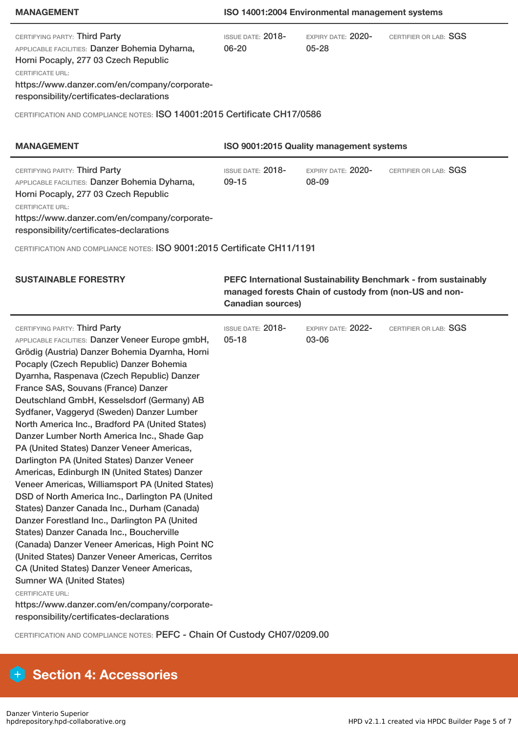| MANAGEMENT | ISO 14001:2004 Environmental management systems | | |
|---|---|---|---|
| CERTIFYING PARTY: Third Party<br>APPLICABLE FACILITIES: Danzer Bohemia Dyharna, Horni Pocaply, 277 03 Czech Republic<br>CERTIFICATE URL:<br>https://www.danzer.com/en/company/corporate-responsibility/certificates-declarations | ISSUE DATE: 2018-06-20 | EXPIRY DATE: 2020-05-28 | CERTIFIER OR LAB: SGS |

CERTIFICATION AND COMPLIANCE NOTES: ISO 14001:2015 Certificate CH17/0586

| MANAGEMENT | ISO 9001:2015 Quality management systems | | |
|---|---|---|---|
| CERTIFYING PARTY: Third Party<br>APPLICABLE FACILITIES: Danzer Bohemia Dyharna, Horni Pocaply, 277 03 Czech Republic<br>CERTIFICATE URL:<br>https://www.danzer.com/en/company/corporate-responsibility/certificates-declarations | ISSUE DATE: 2018-09-15 | EXPIRY DATE: 2020-08-09 | CERTIFIER OR LAB: SGS |

CERTIFICATION AND COMPLIANCE NOTES: ISO 9001:2015 Certificate CH11/1191

| SUSTAINABLE FORESTRY | PEFC International Sustainability Benchmark - from sustainably managed forests Chain of custody from (non-US and non-Canadian sources) | | |
|---|---|---|---|
| CERTIFYING PARTY: Third Party<br>APPLICABLE FACILITIES: Danzer Veneer Europe gmbH, Grödig (Austria) Danzer Bohemia Dyarnha, Horni Pocaply (Czech Republic) Danzer Bohemia Dyarnha, Raspenava (Czech Republic) Danzer France SAS, Souvans (France) Danzer Deutschland GmbH, Kesselsdorf (Germany) AB Sydfaner, Vaggeryd (Sweden) Danzer Lumber North America Inc., Bradford PA (United States) Danzer Lumber North America Inc., Shade Gap PA (United States) Danzer Veneer Americas, Darlington PA (United States) Danzer Veneer Americas, Edinburgh IN (United States) Danzer Veneer Americas, Williamsport PA (United States) DSD of North America Inc., Darlington PA (United States) Danzer Canada Inc., Durham (Canada) Danzer Forestland Inc., Darlington PA (United States) Danzer Canada Inc., Boucherville (Canada) Danzer Veneer Americas, High Point NC (United States) Danzer Veneer Americas, Cerritos CA (United States) Danzer Veneer Americas, Sumner WA (United States)<br>CERTIFICATE URL:<br>https://www.danzer.com/en/company/corporate-responsibility/certificates-declarations | ISSUE DATE: 2018-05-18 | EXPIRY DATE: 2022-03-06 | CERTIFIER OR LAB: SGS |

CERTIFICATION AND COMPLIANCE NOTES: PEFC - Chain Of Custody CH07/0209.00

## Section 4: Accessories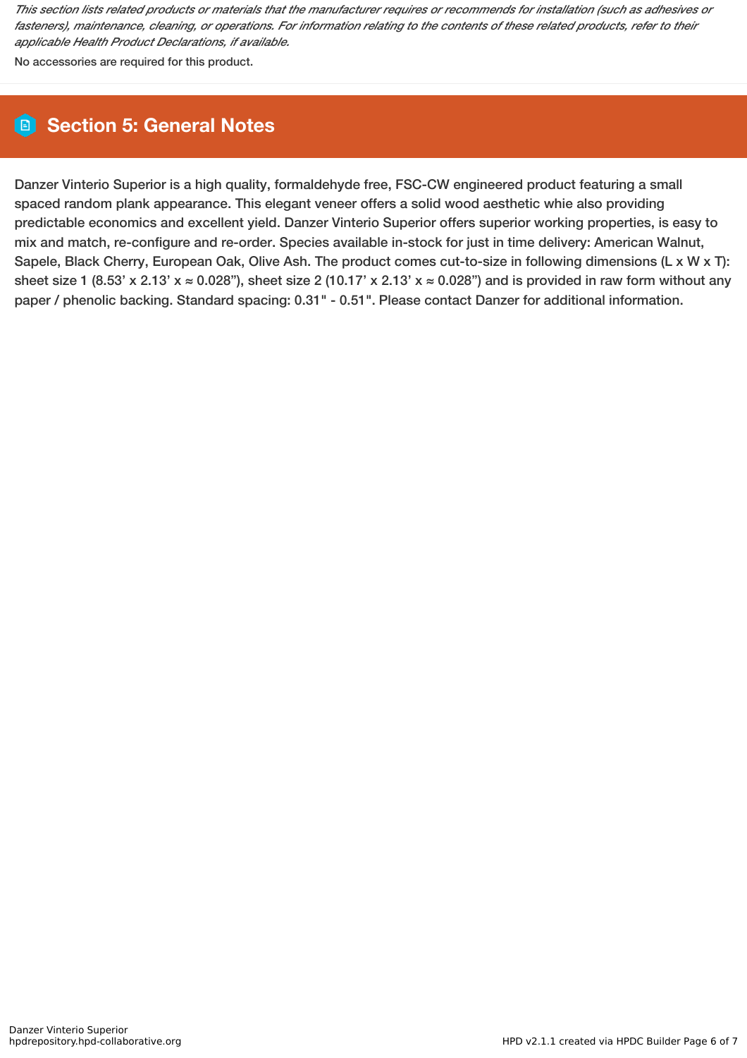*This section lists related products or materials that the manufacturer requires or recommends for installation (such as adhesives or fasteners), maintenance, cleaning, or operations. For information relating to the contents of these related products, refer to their applicable Health Product Declarations, if available.*

No accessories are required for this product.

## Section 5: General Notes

Danzer Vinterio Superior is a high quality, formaldehyde free, FSC-CW engineered product featuring a small spaced random plank appearance. This elegant veneer offers a solid wood aesthetic whie also providing predictable economics and excellent yield. Danzer Vinterio Superior offers superior working properties, is easy to mix and match, re-configure and re-order. Species available in-stock for just in time delivery: American Walnut, Sapele, Black Cherry, European Oak, Olive Ash. The product comes cut-to-size in following dimensions (L x W x T): sheet size 1 (8.53’ x 2.13’ x ≈ 0.028”), sheet size 2 (10.17’ x 2.13’ x ≈ 0.028”) and is provided in raw form without any paper / phenolic backing. Standard spacing: 0.31" - 0.51". Please contact Danzer for additional information.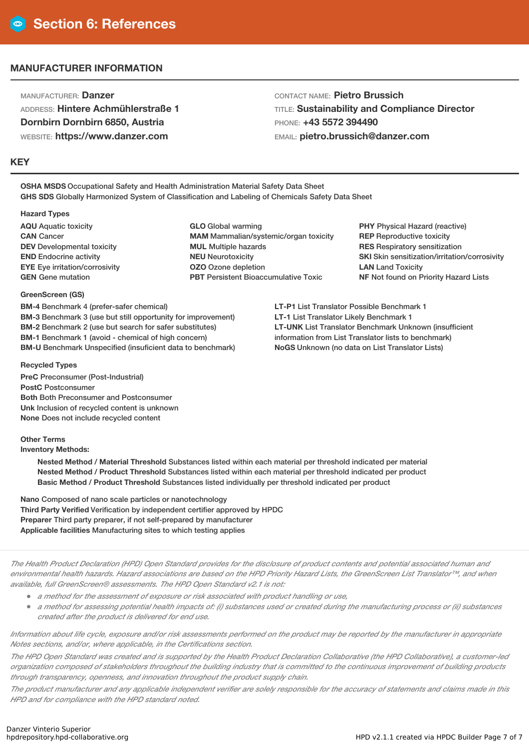# Section 6: References

## MANUFACTURER INFORMATION

MANUFACTURER: **Danzer**
ADDRESS: **Hintere Achmühlerstraße 1**
**Dornbirn Dornbirn 6850, Austria**
WEBSITE: **https://www.danzer.com**

CONTACT NAME: **Pietro Brussich**
TITLE: **Sustainability and Compliance Director**
PHONE: **+43 5572 394490**
EMAIL: **pietro.brussich@danzer.com**

## KEY

**OSHA MSDS** Occupational Safety and Health Administration Material Safety Data Sheet
**GHS SDS** Globally Harmonized System of Classification and Labeling of Chemicals Safety Data Sheet

**Hazard Types**

**AQU** Aquatic toxicity
**CAN** Cancer
**DEV** Developmental toxicity
**END** Endocrine activity
**EYE** Eye irritation/corrosivity
**GEN** Gene mutation
**GLO** Global warming
**MAM** Mammalian/systemic/organ toxicity
**MUL** Multiple hazards
**NEU** Neurotoxicity
**OZO** Ozone depletion
**PBT** Persistent Bioaccumulative Toxic
**PHY** Physical Hazard (reactive)
**REP** Reproductive toxicity
**RES** Respiratory sensitization
**SKI** Skin sensitization/irritation/corrosivity
**LAN** Land Toxicity
**NF** Not found on Priority Hazard Lists

**GreenScreen (GS)**

**BM-4** Benchmark 4 (prefer-safer chemical)
**BM-3** Benchmark 3 (use but still opportunity for improvement)
**BM-2** Benchmark 2 (use but search for safer substitutes)
**BM-1** Benchmark 1 (avoid - chemical of high concern)
**BM-U** Benchmark Unspecified (insuficient data to benchmark)
**LT-P1** List Translator Possible Benchmark 1
**LT-1** List Translator Likely Benchmark 1
**LT-UNK** List Translator Benchmark Unknown (insufficient information from List Translator lists to benchmark)
**NoGS** Unknown (no data on List Translator Lists)

**Recycled Types**

**PreC** Preconsumer (Post-Industrial)
**PostC** Postconsumer
**Both** Both Preconsumer and Postconsumer
**Unk** Inclusion of recycled content is unknown
**None** Does not include recycled content

**Other Terms**
**Inventory Methods:**

- **Nested Method / Material Threshold** Substances listed within each material per threshold indicated per material
- **Nested Method / Product Threshold** Substances listed within each material per threshold indicated per product
- **Basic Method / Product Threshold** Substances listed individually per threshold indicated per product

**Nano** Composed of nano scale particles or nanotechnology
**Third Party Verified** Verification by independent certifier approved by HPDC
**Preparer** Third party preparer, if not self-prepared by manufacturer
**Applicable facilities** Manufacturing sites to which testing applies

*The Health Product Declaration (HPD) Open Standard provides for the disclosure of product contents and potential associated human and environmental health hazards. Hazard associations are based on the HPD Priority Hazard Lists, the GreenScreen List Translator™, and when available, full GreenScreen® assessments. The HPD Open Standard v2.1 is not:*

- *a method for the assessment of exposure or risk associated with product handling or use,*
- *a method for assessing potential health impacts of: (i) substances used or created during the manufacturing process or (ii) substances created after the product is delivered for end use.*

*Information about life cycle, exposure and/or risk assessments performed on the product may be reported by the manufacturer in appropriate Notes sections, and/or, where applicable, in the Certifications section.*

*The HPD Open Standard was created and is supported by the Health Product Declaration Collaborative (the HPD Collaborative), a customer-led organization composed of stakeholders throughout the building industry that is committed to the continuous improvement of building products through transparency, openness, and innovation throughout the product supply chain.*

*The product manufacturer and any applicable independent verifier are solely responsible for the accuracy of statements and claims made in this HPD and for compliance with the HPD standard noted.*